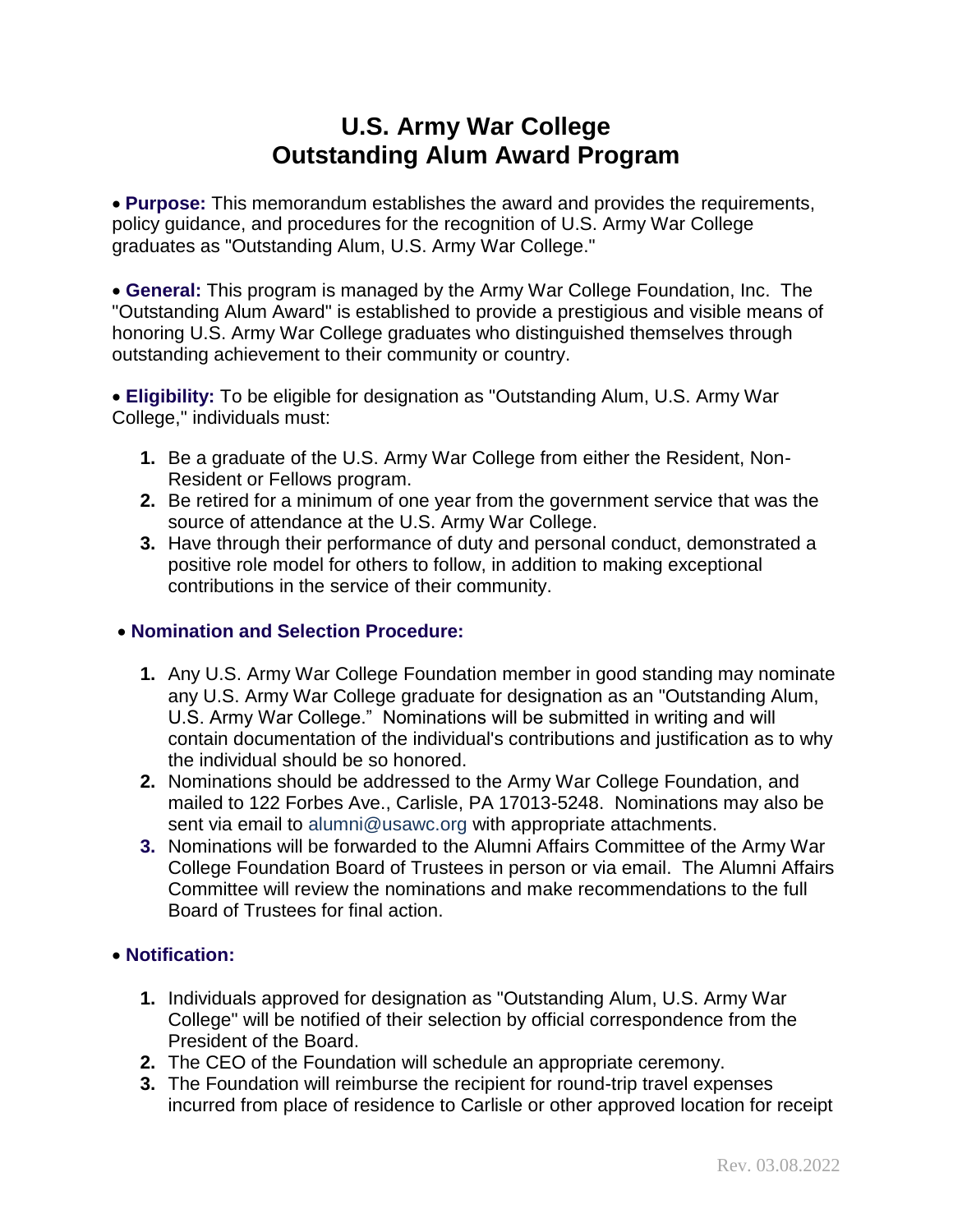# U.S. Army War College
# Outstanding Alum Award Program

- **Purpose:** This memorandum establishes the award and provides the requirements, policy guidance, and procedures for the recognition of U.S. Army War College graduates as "Outstanding Alum, U.S. Army War College."

- **General:** This program is managed by the Army War College Foundation, Inc. The "Outstanding Alum Award" is established to provide a prestigious and visible means of honoring U.S. Army War College graduates who distinguished themselves through outstanding achievement to their community or country.

- **Eligibility:** To be eligible for designation as "Outstanding Alum, U.S. Army War College," individuals must:

  1. Be a graduate of the U.S. Army War College from either the Resident, Non-Resident or Fellows program.
  2. Be retired for a minimum of one year from the government service that was the source of attendance at the U.S. Army War College.
  3. Have through their performance of duty and personal conduct, demonstrated a positive role model for others to follow, in addition to making exceptional contributions in the service of their community.

- **Nomination and Selection Procedure:**

  1. Any U.S. Army War College Foundation member in good standing may nominate any U.S. Army War College graduate for designation as an "Outstanding Alum, U.S. Army War College." Nominations will be submitted in writing and will contain documentation of the individual's contributions and justification as to why the individual should be so honored.
  2. Nominations should be addressed to the Army War College Foundation, and mailed to 122 Forbes Ave., Carlisle, PA 17013-5248. Nominations may also be sent via email to alumni@usawc.org with appropriate attachments.
  3. Nominations will be forwarded to the Alumni Affairs Committee of the Army War College Foundation Board of Trustees in person or via email. The Alumni Affairs Committee will review the nominations and make recommendations to the full Board of Trustees for final action.

- **Notification:**

  1. Individuals approved for designation as "Outstanding Alum, U.S. Army War College" will be notified of their selection by official correspondence from the President of the Board.
  2. The CEO of the Foundation will schedule an appropriate ceremony.
  3. The Foundation will reimburse the recipient for round-trip travel expenses incurred from place of residence to Carlisle or other approved location for receipt

Rev. 03.08.2022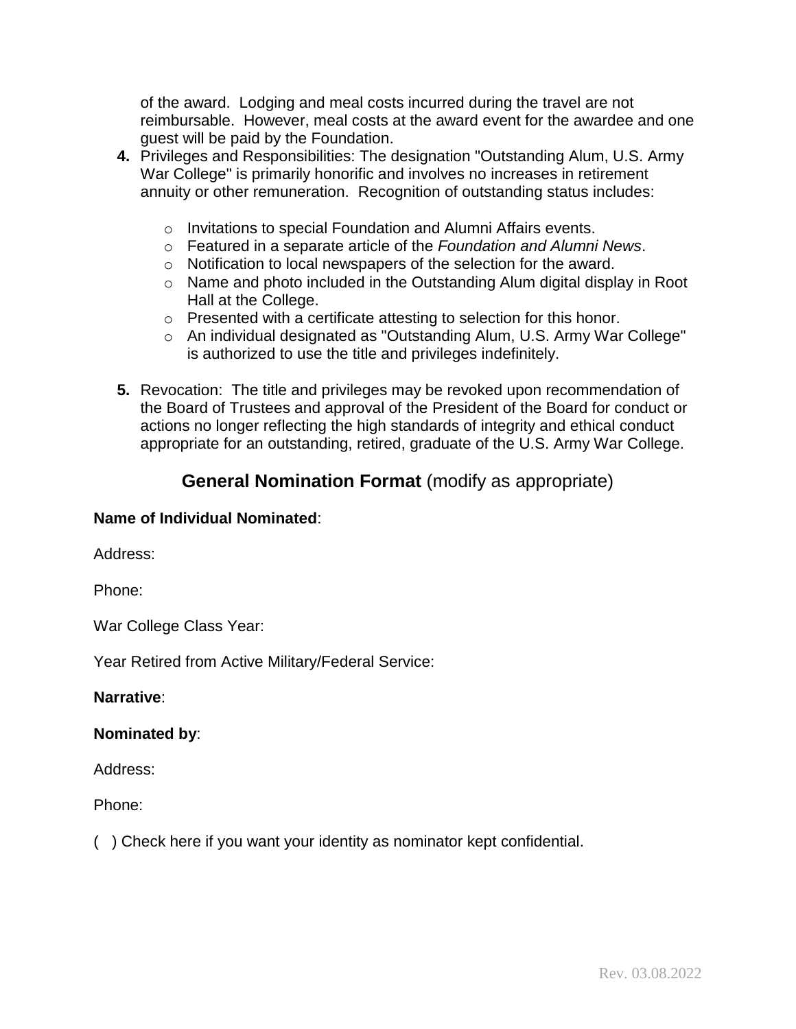of the award. Lodging and meal costs incurred during the travel are not reimbursable. However, meal costs at the award event for the awardee and one guest will be paid by the Foundation.

4. Privileges and Responsibilities: The designation "Outstanding Alum, U.S. Army War College" is primarily honorific and involves no increases in retirement annuity or other remuneration. Recognition of outstanding status includes:

   - Invitations to special Foundation and Alumni Affairs events.
   - Featured in a separate article of the *Foundation and Alumni News*.
   - Notification to local newspapers of the selection for the award.
   - Name and photo included in the Outstanding Alum digital display in Root Hall at the College.
   - Presented with a certificate attesting to selection for this honor.
   - An individual designated as "Outstanding Alum, U.S. Army War College" is authorized to use the title and privileges indefinitely.

5. Revocation: The title and privileges may be revoked upon recommendation of the Board of Trustees and approval of the President of the Board for conduct or actions no longer reflecting the high standards of integrity and ethical conduct appropriate for an outstanding, retired, graduate of the U.S. Army War College.

## **General Nomination Format** (modify as appropriate)

**Name of Individual Nominated**:

Address:

Phone:

War College Class Year:

Year Retired from Active Military/Federal Service:

**Narrative**:

**Nominated by**:

Address:

Phone:

( ) Check here if you want your identity as nominator kept confidential.

Rev. 03.08.2022